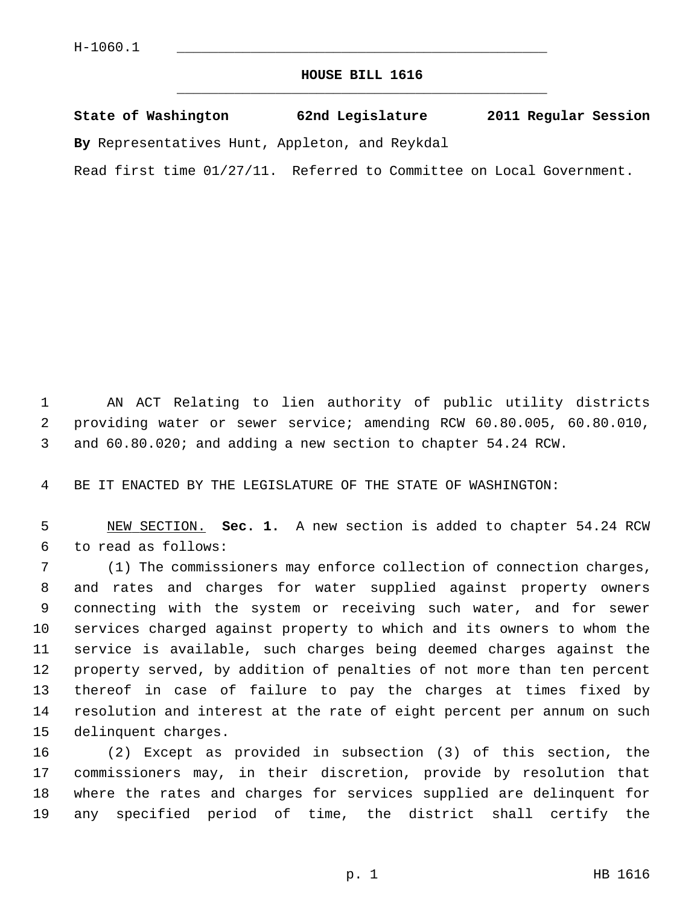H-1060.1

# HOUSE BILL 1616

**State of Washington 62nd Legislature 2011 Regular Session**

**By** Representatives Hunt, Appleton, and Reykdal

Read first time 01/27/11. Referred to Committee on Local Government.

AN ACT Relating to lien authority of public utility districts providing water or sewer service; amending RCW 60.80.005, 60.80.010, and 60.80.020; and adding a new section to chapter 54.24 RCW.

BE IT ENACTED BY THE LEGISLATURE OF THE STATE OF WASHINGTON:

NEW SECTION. **Sec. 1.** A new section is added to chapter 54.24 RCW to read as follows:

(1) The commissioners may enforce collection of connection charges, and rates and charges for water supplied against property owners connecting with the system or receiving such water, and for sewer services charged against property to which and its owners to whom the service is available, such charges being deemed charges against the property served, by addition of penalties of not more than ten percent thereof in case of failure to pay the charges at times fixed by resolution and interest at the rate of eight percent per annum on such delinquent charges.

(2) Except as provided in subsection (3) of this section, the commissioners may, in their discretion, provide by resolution that where the rates and charges for services supplied are delinquent for any specified period of time, the district shall certify the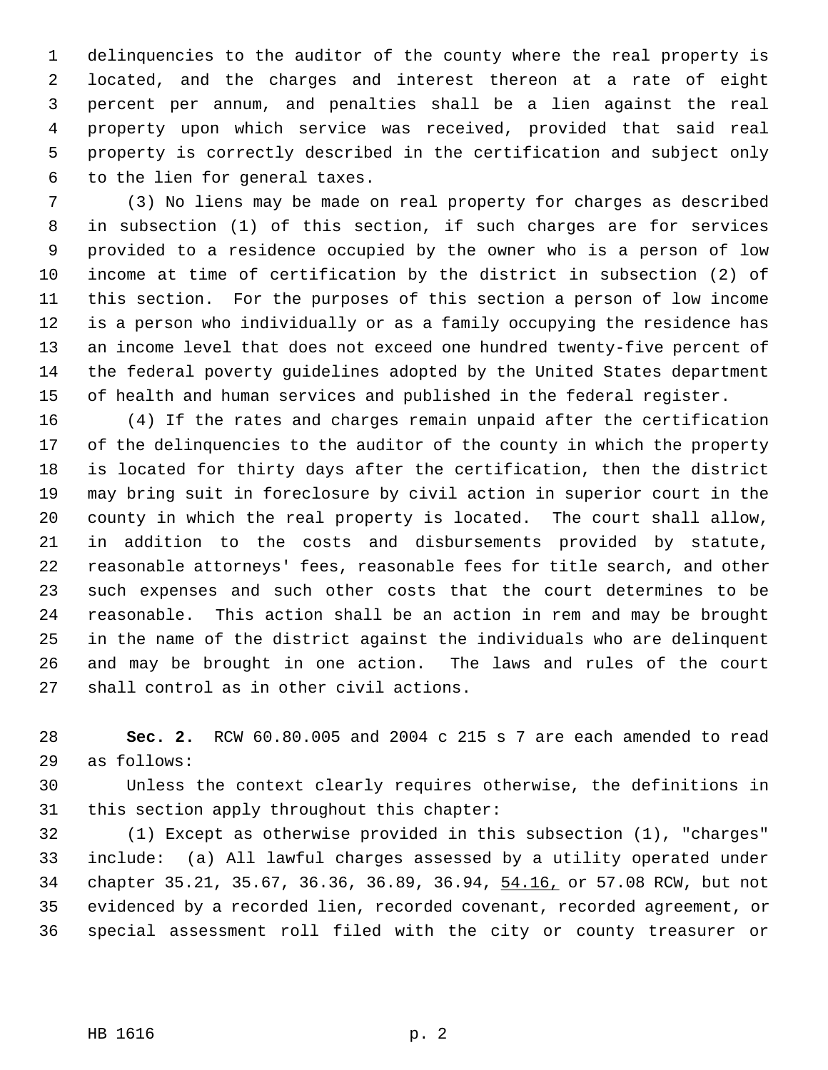delinquencies to the auditor of the county where the real property is located, and the charges and interest thereon at a rate of eight percent per annum, and penalties shall be a lien against the real property upon which service was received, provided that said real property is correctly described in the certification and subject only to the lien for general taxes.

(3) No liens may be made on real property for charges as described in subsection (1) of this section, if such charges are for services provided to a residence occupied by the owner who is a person of low income at time of certification by the district in subsection (2) of this section. For the purposes of this section a person of low income is a person who individually or as a family occupying the residence has an income level that does not exceed one hundred twenty-five percent of the federal poverty guidelines adopted by the United States department of health and human services and published in the federal register.

(4) If the rates and charges remain unpaid after the certification of the delinquencies to the auditor of the county in which the property is located for thirty days after the certification, then the district may bring suit in foreclosure by civil action in superior court in the county in which the real property is located. The court shall allow, in addition to the costs and disbursements provided by statute, reasonable attorneys' fees, reasonable fees for title search, and other such expenses and such other costs that the court determines to be reasonable. This action shall be an action in rem and may be brought in the name of the district against the individuals who are delinquent and may be brought in one action. The laws and rules of the court shall control as in other civil actions.

**Sec. 2.** RCW 60.80.005 and 2004 c 215 s 7 are each amended to read as follows:

Unless the context clearly requires otherwise, the definitions in this section apply throughout this chapter:

(1) Except as otherwise provided in this subsection (1), "charges" include: (a) All lawful charges assessed by a utility operated under chapter 35.21, 35.67, 36.36, 36.89, 36.94, <u>54.16,</u> or 57.08 RCW, but not evidenced by a recorded lien, recorded covenant, recorded agreement, or special assessment roll filed with the city or county treasurer or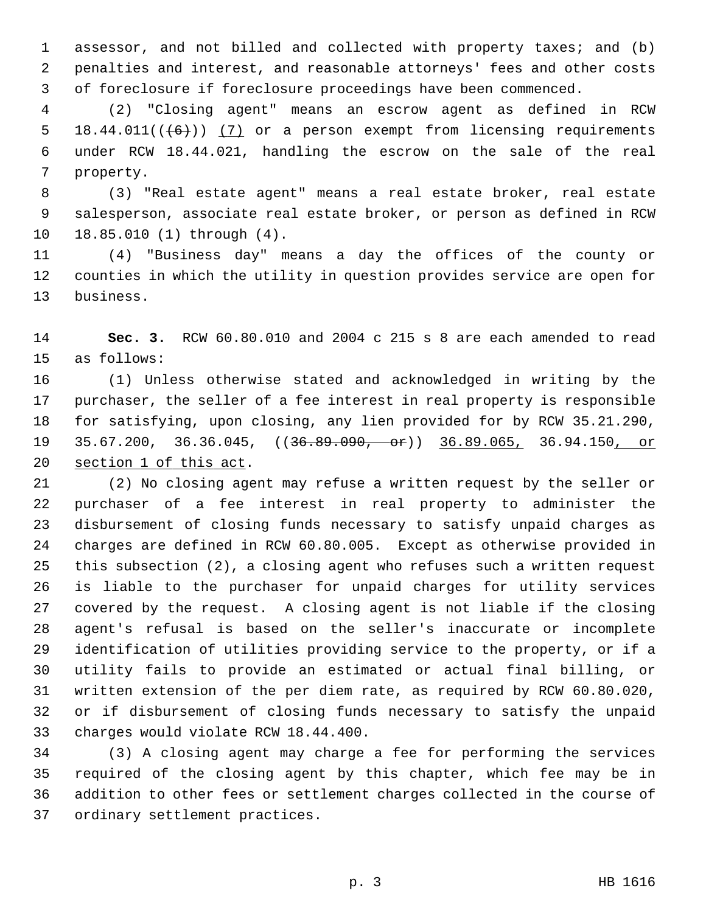assessor, and not billed and collected with property taxes; and (b) penalties and interest, and reasonable attorneys' fees and other costs of foreclosure if foreclosure proceedings have been commenced.

(2) "Closing agent" means an escrow agent as defined in RCW 18.44.011(((6))) (7) or a person exempt from licensing requirements under RCW 18.44.021, handling the escrow on the sale of the real property.

(3) "Real estate agent" means a real estate broker, real estate salesperson, associate real estate broker, or person as defined in RCW 18.85.010 (1) through (4).

(4) "Business day" means a day the offices of the county or counties in which the utility in question provides service are open for business.

**Sec. 3.** RCW 60.80.010 and 2004 c 215 s 8 are each amended to read as follows:

(1) Unless otherwise stated and acknowledged in writing by the purchaser, the seller of a fee interest in real property is responsible for satisfying, upon closing, any lien provided for by RCW 35.21.290, 35.67.200, 36.36.045, ((~~36.89.090, or~~)) 36.89.065, 36.94.150, or section 1 of this act.

(2) No closing agent may refuse a written request by the seller or purchaser of a fee interest in real property to administer the disbursement of closing funds necessary to satisfy unpaid charges as charges are defined in RCW 60.80.005. Except as otherwise provided in this subsection (2), a closing agent who refuses such a written request is liable to the purchaser for unpaid charges for utility services covered by the request. A closing agent is not liable if the closing agent's refusal is based on the seller's inaccurate or incomplete identification of utilities providing service to the property, or if a utility fails to provide an estimated or actual final billing, or written extension of the per diem rate, as required by RCW 60.80.020, or if disbursement of closing funds necessary to satisfy the unpaid charges would violate RCW 18.44.400.

(3) A closing agent may charge a fee for performing the services required of the closing agent by this chapter, which fee may be in addition to other fees or settlement charges collected in the course of ordinary settlement practices.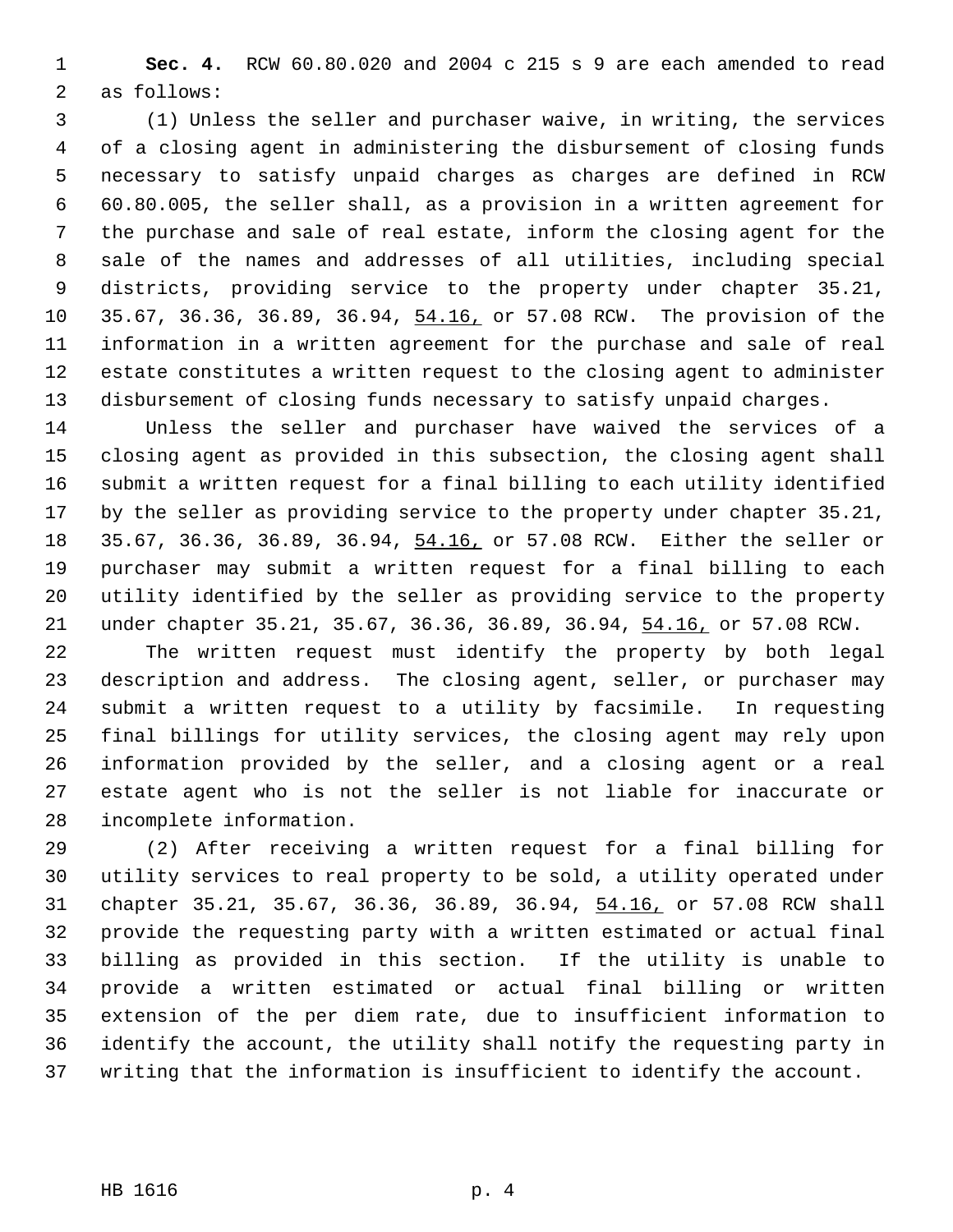**Sec. 4.** RCW 60.80.020 and 2004 c 215 s 9 are each amended to read as follows:

(1) Unless the seller and purchaser waive, in writing, the services of a closing agent in administering the disbursement of closing funds necessary to satisfy unpaid charges as charges are defined in RCW 60.80.005, the seller shall, as a provision in a written agreement for the purchase and sale of real estate, inform the closing agent for the sale of the names and addresses of all utilities, including special districts, providing service to the property under chapter 35.21, 35.67, 36.36, 36.89, 36.94, <u>54.16,</u> or 57.08 RCW. The provision of the information in a written agreement for the purchase and sale of real estate constitutes a written request to the closing agent to administer disbursement of closing funds necessary to satisfy unpaid charges.

Unless the seller and purchaser have waived the services of a closing agent as provided in this subsection, the closing agent shall submit a written request for a final billing to each utility identified by the seller as providing service to the property under chapter 35.21, 35.67, 36.36, 36.89, 36.94, <u>54.16,</u> or 57.08 RCW. Either the seller or purchaser may submit a written request for a final billing to each utility identified by the seller as providing service to the property under chapter 35.21, 35.67, 36.36, 36.89, 36.94, <u>54.16,</u> or 57.08 RCW.

The written request must identify the property by both legal description and address. The closing agent, seller, or purchaser may submit a written request to a utility by facsimile. In requesting final billings for utility services, the closing agent may rely upon information provided by the seller, and a closing agent or a real estate agent who is not the seller is not liable for inaccurate or incomplete information.

(2) After receiving a written request for a final billing for utility services to real property to be sold, a utility operated under chapter 35.21, 35.67, 36.36, 36.89, 36.94, <u>54.16,</u> or 57.08 RCW shall provide the requesting party with a written estimated or actual final billing as provided in this section. If the utility is unable to provide a written estimated or actual final billing or written extension of the per diem rate, due to insufficient information to identify the account, the utility shall notify the requesting party in writing that the information is insufficient to identify the account.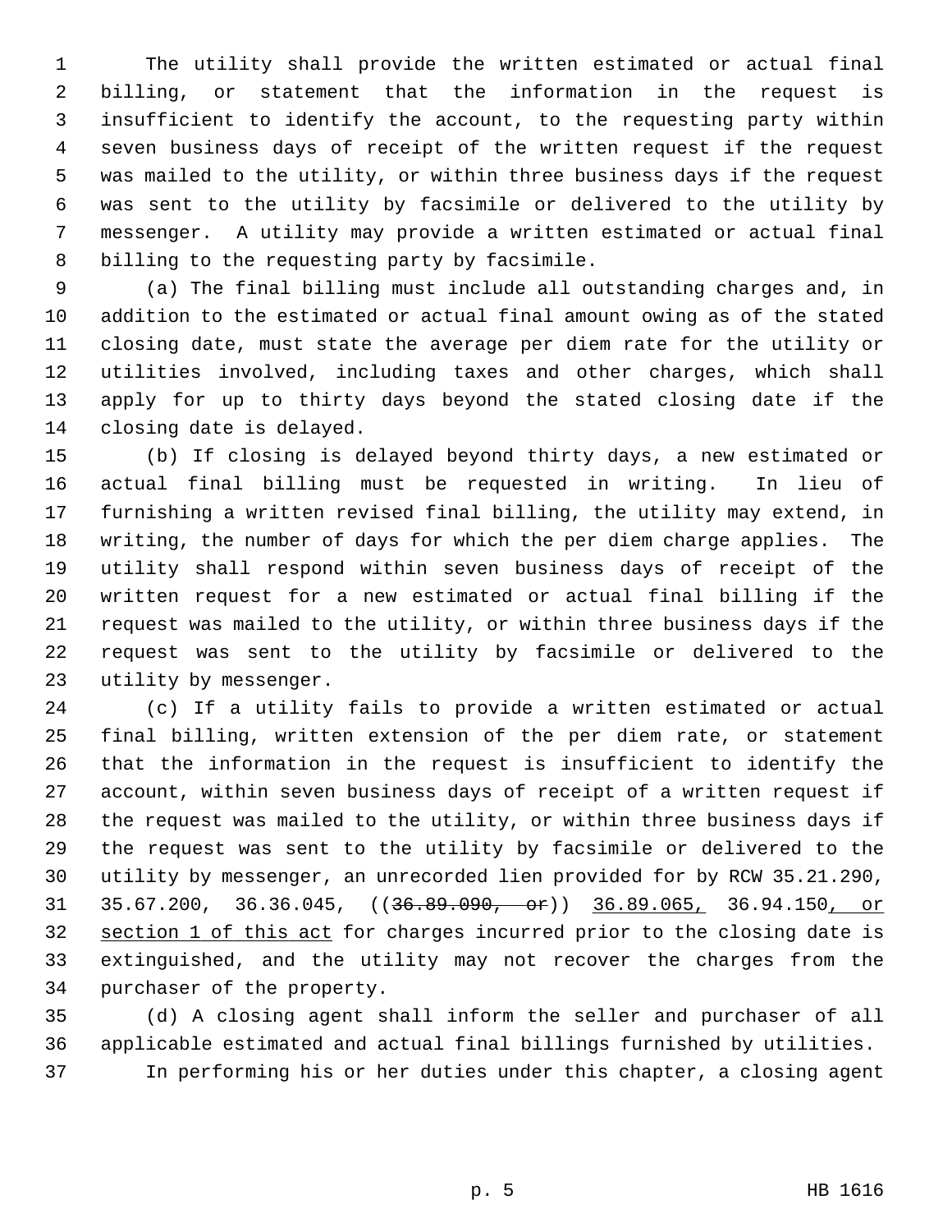The utility shall provide the written estimated or actual final billing, or statement that the information in the request is insufficient to identify the account, to the requesting party within seven business days of receipt of the written request if the request was mailed to the utility, or within three business days if the request was sent to the utility by facsimile or delivered to the utility by messenger. A utility may provide a written estimated or actual final billing to the requesting party by facsimile.

(a) The final billing must include all outstanding charges and, in addition to the estimated or actual final amount owing as of the stated closing date, must state the average per diem rate for the utility or utilities involved, including taxes and other charges, which shall apply for up to thirty days beyond the stated closing date if the closing date is delayed.

(b) If closing is delayed beyond thirty days, a new estimated or actual final billing must be requested in writing. In lieu of furnishing a written revised final billing, the utility may extend, in writing, the number of days for which the per diem charge applies. The utility shall respond within seven business days of receipt of the written request for a new estimated or actual final billing if the request was mailed to the utility, or within three business days if the request was sent to the utility by facsimile or delivered to the utility by messenger.

(c) If a utility fails to provide a written estimated or actual final billing, written extension of the per diem rate, or statement that the information in the request is insufficient to identify the account, within seven business days of receipt of a written request if the request was mailed to the utility, or within three business days if the request was sent to the utility by facsimile or delivered to the utility by messenger, an unrecorded lien provided for by RCW 35.21.290, 35.67.200, 36.36.045, ((~~36.89.090, or~~)) <u>36.89.065,</u> 36.94.150<u>, or section 1 of this act</u> for charges incurred prior to the closing date is extinguished, and the utility may not recover the charges from the purchaser of the property.

(d) A closing agent shall inform the seller and purchaser of all applicable estimated and actual final billings furnished by utilities.

In performing his or her duties under this chapter, a closing agent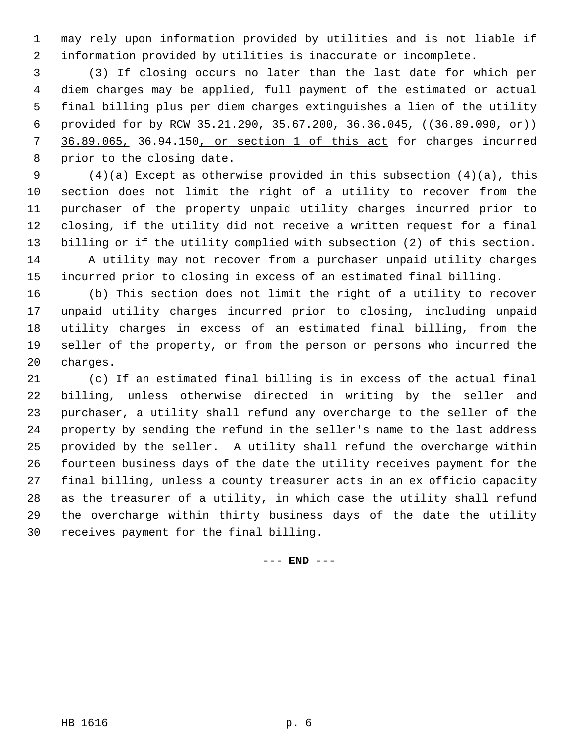may rely upon information provided by utilities and is not liable if information provided by utilities is inaccurate or incomplete.

(3) If closing occurs no later than the last date for which per diem charges may be applied, full payment of the estimated or actual final billing plus per diem charges extinguishes a lien of the utility provided for by RCW 35.21.290, 35.67.200, 36.36.045, ((~~36.89.090, or~~)) <u>36.89.065,</u> 36.94.150<u>, or section 1 of this act</u> for charges incurred prior to the closing date.

(4)(a) Except as otherwise provided in this subsection (4)(a), this section does not limit the right of a utility to recover from the purchaser of the property unpaid utility charges incurred prior to closing, if the utility did not receive a written request for a final billing or if the utility complied with subsection (2) of this section.

A utility may not recover from a purchaser unpaid utility charges incurred prior to closing in excess of an estimated final billing.

(b) This section does not limit the right of a utility to recover unpaid utility charges incurred prior to closing, including unpaid utility charges in excess of an estimated final billing, from the seller of the property, or from the person or persons who incurred the charges.

(c) If an estimated final billing is in excess of the actual final billing, unless otherwise directed in writing by the seller and purchaser, a utility shall refund any overcharge to the seller of the property by sending the refund in the seller's name to the last address provided by the seller. A utility shall refund the overcharge within fourteen business days of the date the utility receives payment for the final billing, unless a county treasurer acts in an ex officio capacity as the treasurer of a utility, in which case the utility shall refund the overcharge within thirty business days of the date the utility receives payment for the final billing.

**--- END ---**